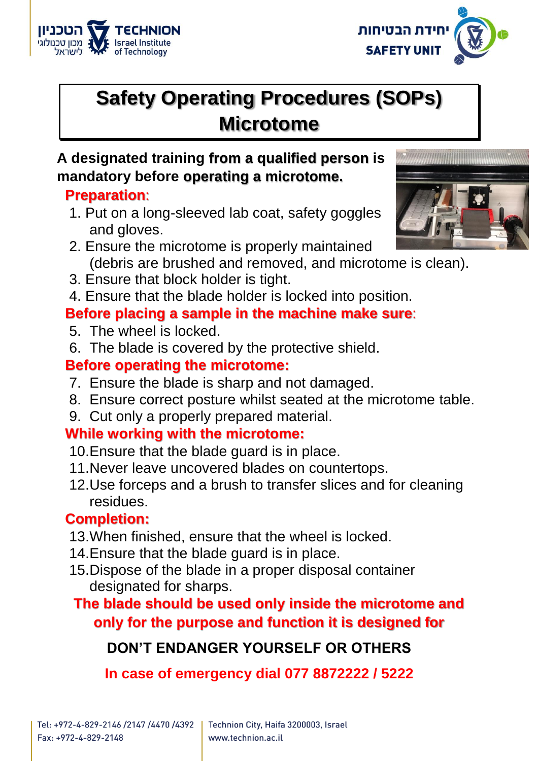הטכניון מכון טכנולוגי לישראל TECHNION Israel Institute of Technology

יחידת הבטיחות SAFETY UNIT

# Safety Operating Procedures (SOPs) Microtome

**A designated training from a qualified person is mandatory before operating a microtome.**

## Preparation:

1. Put on a long-sleeved lab coat, safety goggles and gloves.
2. Ensure the microtome is properly maintained (debris are brushed and removed, and microtome is clean).
3. Ensure that block holder is tight.
4. Ensure that the blade holder is locked into position.

## Before placing a sample in the machine make sure:

5. The wheel is locked.
6. The blade is covered by the protective shield.

## Before operating the microtome:

7. Ensure the blade is sharp and not damaged.
8. Ensure correct posture whilst seated at the microtome table.
9. Cut only a properly prepared material.

## While working with the microtome:

10. Ensure that the blade guard is in place.
11. Never leave uncovered blades on countertops.
12. Use forceps and a brush to transfer slices and for cleaning residues.

## Completion:

13. When finished, ensure that the wheel is locked.
14. Ensure that the blade guard is in place.
15. Dispose of the blade in a proper disposal container designated for sharps.

**The blade should be used only inside the microtome and only for the purpose and function it is designed for**

**DON'T ENDANGER YOURSELF OR OTHERS**

**In case of emergency dial 077 8872222 / 5222**

Tel: +972-4-829-2146 /2147 /4470 /4392
Fax: +972-4-829-2148

Technion City, Haifa 3200003, Israel
www.technion.ac.il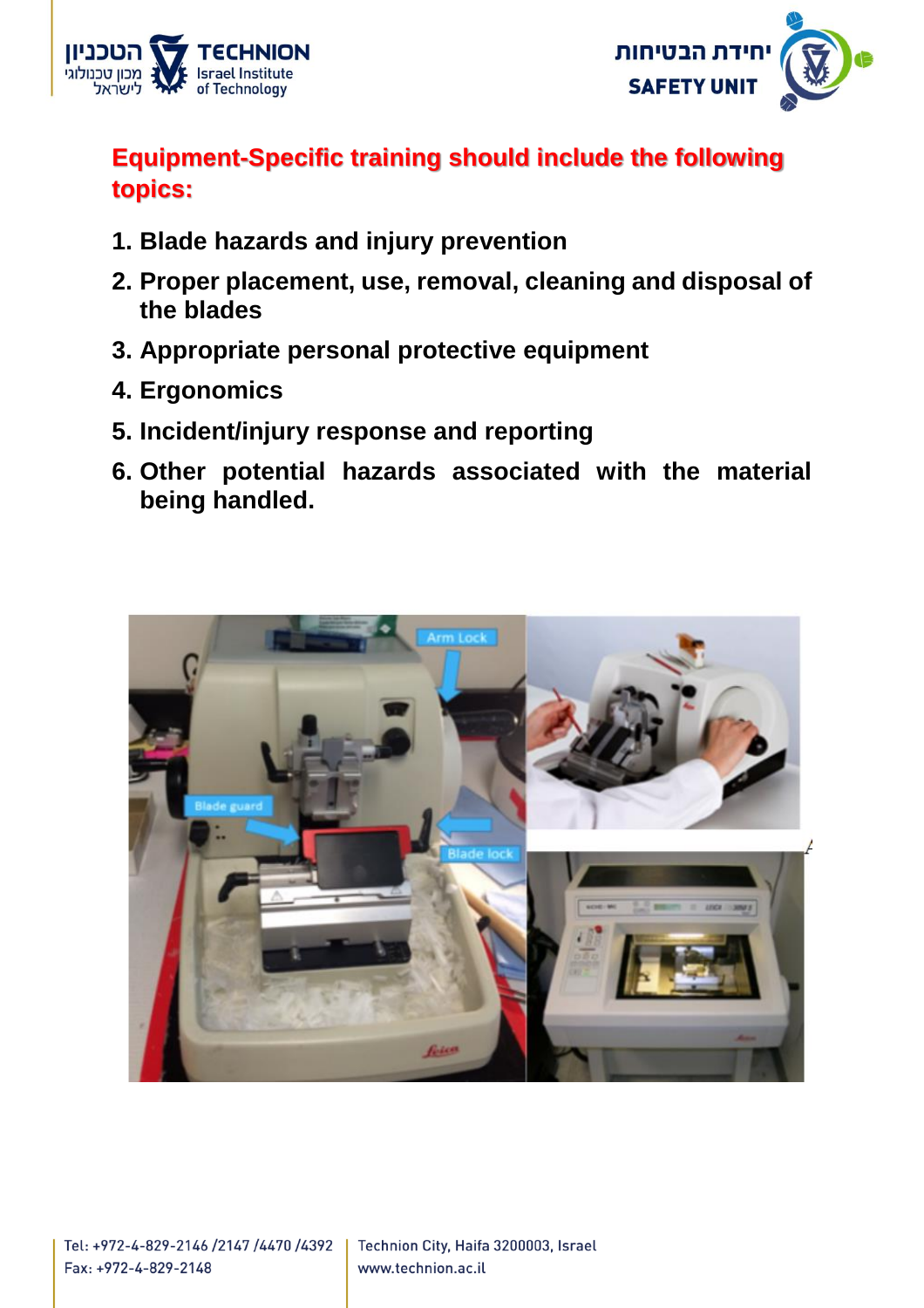## Equipment-Specific training should include the following topics:

1. Blade hazards and injury prevention
2. Proper placement, use, removal, cleaning and disposal of the blades
3. Appropriate personal protective equipment
4. Ergonomics
5. Incident/injury response and reporting
6. Other potential hazards associated with the material being handled.